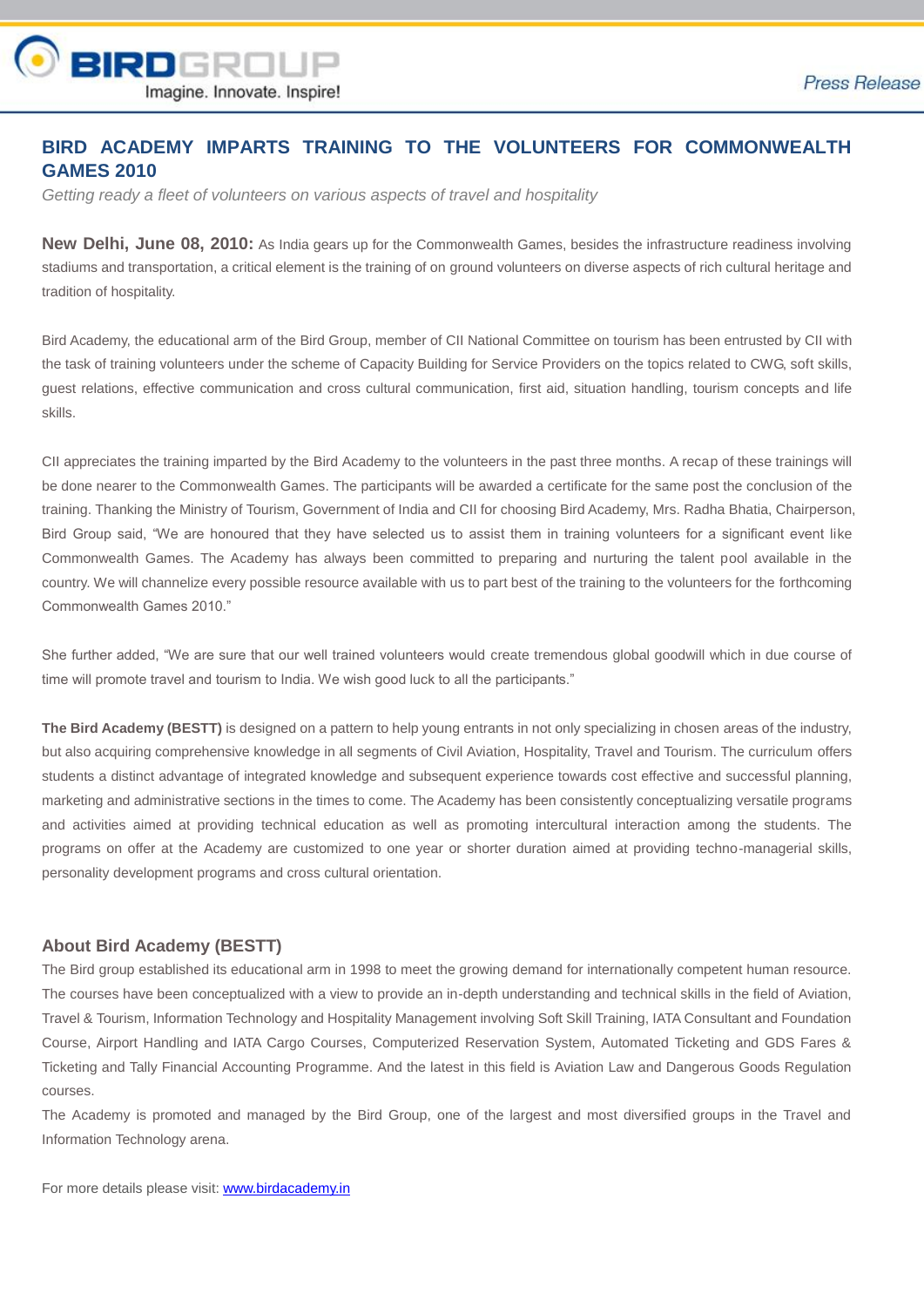BIRDGROUP

Imagine. Innovate. Inspire!

Press Release

# BIRD ACADEMY IMPARTS TRAINING TO THE VOLUNTEERS FOR COMMONWEALTH GAMES 2010

*Getting ready a fleet of volunteers on various aspects of travel and hospitality*

**New Delhi, June 08, 2010:** As India gears up for the Commonwealth Games, besides the infrastructure readiness involving stadiums and transportation, a critical element is the training of on ground volunteers on diverse aspects of rich cultural heritage and tradition of hospitality.

Bird Academy, the educational arm of the Bird Group, member of CII National Committee on tourism has been entrusted by CII with the task of training volunteers under the scheme of Capacity Building for Service Providers on the topics related to CWG, soft skills, guest relations, effective communication and cross cultural communication, first aid, situation handling, tourism concepts and life skills.

CII appreciates the training imparted by the Bird Academy to the volunteers in the past three months. A recap of these trainings will be done nearer to the Commonwealth Games. The participants will be awarded a certificate for the same post the conclusion of the training. Thanking the Ministry of Tourism, Government of India and CII for choosing Bird Academy, Mrs. Radha Bhatia, Chairperson, Bird Group said, "We are honoured that they have selected us to assist them in training volunteers for a significant event like Commonwealth Games. The Academy has always been committed to preparing and nurturing the talent pool available in the country. We will channelize every possible resource available with us to part best of the training to the volunteers for the forthcoming Commonwealth Games 2010."

She further added, "We are sure that our well trained volunteers would create tremendous global goodwill which in due course of time will promote travel and tourism to India. We wish good luck to all the participants."

**The Bird Academy (BESTT)** is designed on a pattern to help young entrants in not only specializing in chosen areas of the industry, but also acquiring comprehensive knowledge in all segments of Civil Aviation, Hospitality, Travel and Tourism. The curriculum offers students a distinct advantage of integrated knowledge and subsequent experience towards cost effective and successful planning, marketing and administrative sections in the times to come. The Academy has been consistently conceptualizing versatile programs and activities aimed at providing technical education as well as promoting intercultural interaction among the students. The programs on offer at the Academy are customized to one year or shorter duration aimed at providing techno-managerial skills, personality development programs and cross cultural orientation.

## About Bird Academy (BESTT)

The Bird group established its educational arm in 1998 to meet the growing demand for internationally competent human resource. The courses have been conceptualized with a view to provide an in-depth understanding and technical skills in the field of Aviation, Travel & Tourism, Information Technology and Hospitality Management involving Soft Skill Training, IATA Consultant and Foundation Course, Airport Handling and IATA Cargo Courses, Computerized Reservation System, Automated Ticketing and GDS Fares & Ticketing and Tally Financial Accounting Programme. And the latest in this field is Aviation Law and Dangerous Goods Regulation courses.

The Academy is promoted and managed by the Bird Group, one of the largest and most diversified groups in the Travel and Information Technology arena.

For more details please visit: [www.birdacademy.in](http://www.birdacademy.in)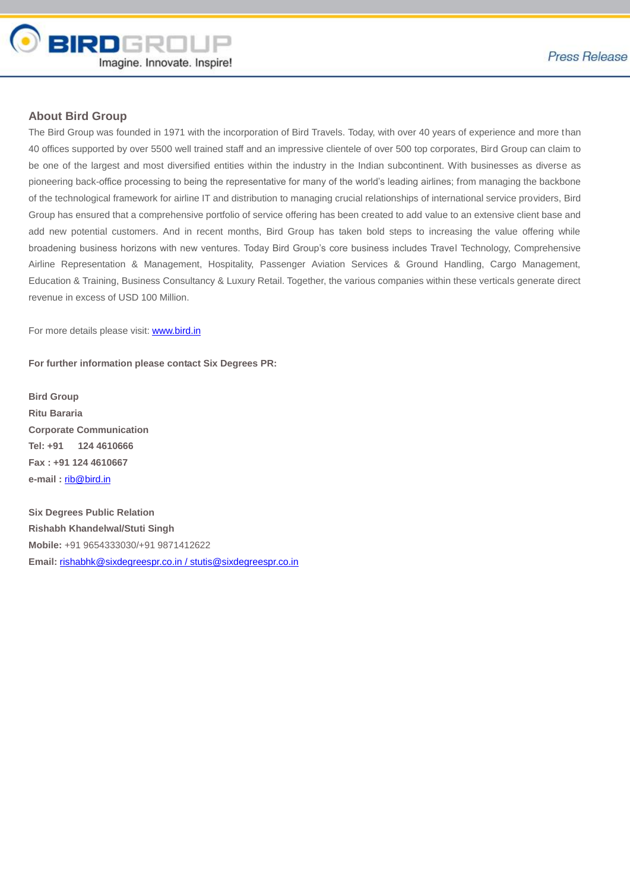## About Bird Group

The Bird Group was founded in 1971 with the incorporation of Bird Travels. Today, with over 40 years of experience and more than 40 offices supported by over 5500 well trained staff and an impressive clientele of over 500 top corporates, Bird Group can claim to be one of the largest and most diversified entities within the industry in the Indian subcontinent. With businesses as diverse as pioneering back-office processing to being the representative for many of the world's leading airlines; from managing the backbone of the technological framework for airline IT and distribution to managing crucial relationships of international service providers, Bird Group has ensured that a comprehensive portfolio of service offering has been created to add value to an extensive client base and add new potential customers. And in recent months, Bird Group has taken bold steps to increasing the value offering while broadening business horizons with new ventures. Today Bird Group's core business includes Travel Technology, Comprehensive Airline Representation & Management, Hospitality, Passenger Aviation Services & Ground Handling, Cargo Management, Education & Training, Business Consultancy & Luxury Retail. Together, the various companies within these verticals generate direct revenue in excess of USD 100 Million.

For more details please visit: [www.bird.in](www.bird.in)

**For further information please contact Six Degrees PR:**

**Bird Group**
**Ritu Bararia**
**Corporate Communication**
**Tel: +91 124 4610666**
**Fax : +91 124 4610667**
**e-mail :** rib@bird.in

**Six Degrees Public Relation**
**Rishabh Khandelwal/Stuti Singh**
**Mobile:** +91 9654333030/+91 9871412622
**Email:** rishabhk@sixdegreespr.co.in / stutis@sixdegreespr.co.in